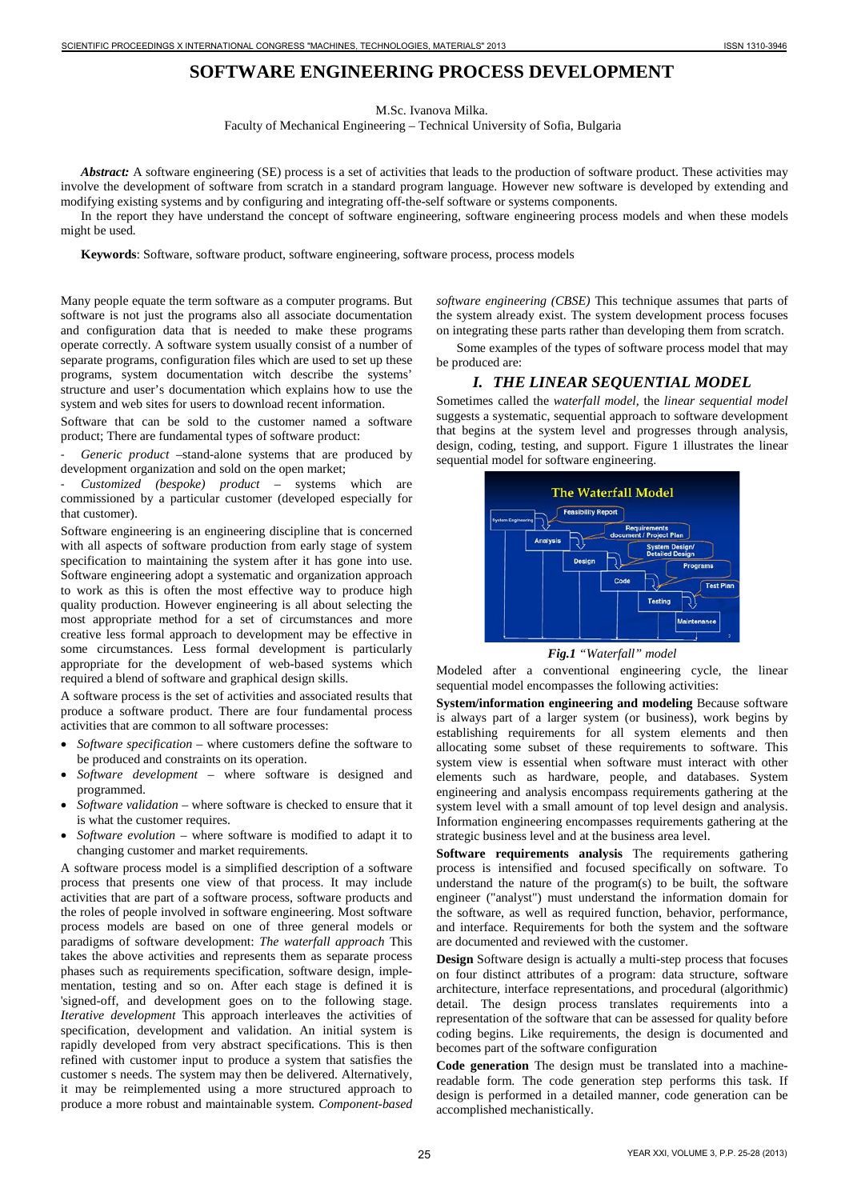# SOFTWARE ENGINEERING PROCESS DEVELOPMENT

M.Sc. Ivanova Milka.

Faculty of Mechanical Engineering – Technical University of Sofia, Bulgaria

***Abstract:*** A software engineering (SE) process is a set of activities that leads to the production of software product. These activities may involve the development of software from scratch in a standard program language. However new software is developed by extending and modifying existing systems and by configuring and integrating off-the-self software or systems components.

In the report they have understand the concept of software engineering, software engineering process models and when these models might be used.

**Keywords**: Software, software product, software engineering, software process, process models

Many people equate the term software as a computer programs. But software is not just the programs also all associate documentation and configuration data that is needed to make these programs operate correctly. A software system usually consist of a number of separate programs, configuration files which are used to set up these programs, system documentation witch describe the systems' structure and user's documentation which explains how to use the system and web sites for users to download recent information.

Software that can be sold to the customer named a software product; There are fundamental types of software product:

- *Generic product* –stand-alone systems that are produced by development organization and sold on the open market;
- *Customized (bespoke) product* – systems which are commissioned by a particular customer (developed especially for that customer).

Software engineering is an engineering discipline that is concerned with all aspects of software production from early stage of system specification to maintaining the system after it has gone into use. Software engineering adopt a systematic and organization approach to work as this is often the most effective way to produce high quality production. However engineering is all about selecting the most appropriate method for a set of circumstances and more creative less formal approach to development may be effective in some circumstances. Less formal development is particularly appropriate for the development of web-based systems which required a blend of software and graphical design skills.

A software process is the set of activities and associated results that produce a software product. There are four fundamental process activities that are common to all software processes:

- *Software specification* – where customers define the software to be produced and constraints on its operation.
- *Software development* – where software is designed and programmed.
- *Software validation* – where software is checked to ensure that it is what the customer requires.
- *Software evolution* – where software is modified to adapt it to changing customer and market requirements.

A software process model is a simplified description of a software process that presents one view of that process. It may include activities that are part of a software process, software products and the roles of people involved in software engineering. Most software process models are based on one of three general models or paradigms of software development: *The waterfall approach* This takes the above activities and represents them as separate process phases such as requirements specification, software design, implementation, testing and so on. After each stage is defined it is 'signed-off, and development goes on to the following stage. *Iterative development* This approach interleaves the activities of specification, development and validation. An initial system is rapidly developed from very abstract specifications. This is then refined with customer input to produce a system that satisfies the customer s needs. The system may then be delivered. Alternatively, it may be reimplemented using a more structured approach to produce a more robust and maintainable system. *Component-based software engineering (CBSE)* This technique assumes that parts of the system already exist. The system development process focuses on integrating these parts rather than developing them from scratch.

Some examples of the types of software process model that may be produced are:

## *I. THE LINEAR SEQUENTIAL MODEL*

Sometimes called the *waterfall model*, the *linear sequential model* suggests a systematic, sequential approach to software development that begins at the system level and progresses through analysis, design, coding, testing, and support. Figure 1 illustrates the linear sequential model for software engineering.

***Fig.1*** *"Waterfall" model*

Modeled after a conventional engineering cycle, the linear sequential model encompasses the following activities:

**System/information engineering and modeling** Because software is always part of a larger system (or business), work begins by establishing requirements for all system elements and then allocating some subset of these requirements to software. This system view is essential when software must interact with other elements such as hardware, people, and databases. System engineering and analysis encompass requirements gathering at the system level with a small amount of top level design and analysis. Information engineering encompasses requirements gathering at the strategic business level and at the business area level.

**Software requirements analysis** The requirements gathering process is intensified and focused specifically on software. To understand the nature of the program(s) to be built, the software engineer ("analyst") must understand the information domain for the software, as well as required function, behavior, performance, and interface. Requirements for both the system and the software are documented and reviewed with the customer.

**Design** Software design is actually a multi-step process that focuses on four distinct attributes of a program: data structure, software architecture, interface representations, and procedural (algorithmic) detail. The design process translates requirements into a representation of the software that can be assessed for quality before coding begins. Like requirements, the design is documented and becomes part of the software configuration

**Code generation** The design must be translated into a machine-readable form. The code generation step performs this task. If design is performed in a detailed manner, code generation can be accomplished mechanistically.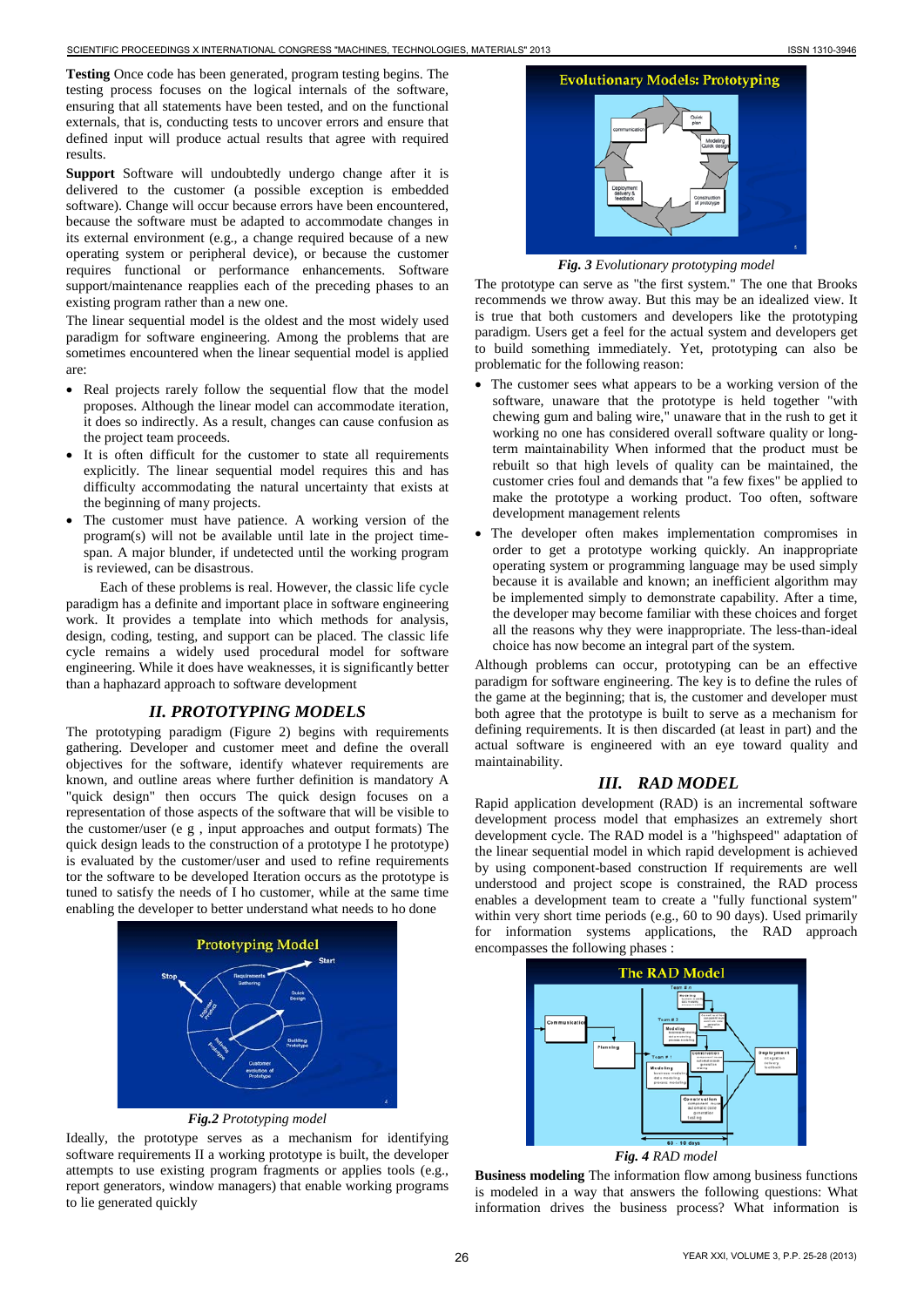**Testing** Once code has been generated, program testing begins. The testing process focuses on the logical internals of the software, ensuring that all statements have been tested, and on the functional externals, that is, conducting tests to uncover errors and ensure that defined input will produce actual results that agree with required results.

**Support** Software will undoubtedly undergo change after it is delivered to the customer (a possible exception is embedded software). Change will occur because errors have been encountered, because the software must be adapted to accommodate changes in its external environment (e.g., a change required because of a new operating system or peripheral device), or because the customer requires functional or performance enhancements. Software support/maintenance reapplies each of the preceding phases to an existing program rather than a new one.

The linear sequential model is the oldest and the most widely used paradigm for software engineering. Among the problems that are sometimes encountered when the linear sequential model is applied are:

- Real projects rarely follow the sequential flow that the model proposes. Although the linear model can accommodate iteration, it does so indirectly. As a result, changes can cause confusion as the project team proceeds.
- It is often difficult for the customer to state all requirements explicitly. The linear sequential model requires this and has difficulty accommodating the natural uncertainty that exists at the beginning of many projects.
- The customer must have patience. A working version of the program(s) will not be available until late in the project time-span. A major blunder, if undetected until the working program is reviewed, can be disastrous.

Each of these problems is real. However, the classic life cycle paradigm has a definite and important place in software engineering work. It provides a template into which methods for analysis, design, coding, testing, and support can be placed. The classic life cycle remains a widely used procedural model for software engineering. While it does have weaknesses, it is significantly better than a haphazard approach to software development

## II. PROTOTYPING MODELS

The prototyping paradigm (Figure 2) begins with requirements gathering. Developer and customer meet and define the overall objectives for the software, identify whatever requirements are known, and outline areas where further definition is mandatory A "quick design" then occurs The quick design focuses on a representation of those aspects of the software that will be visible to the customer/user (e g , input approaches and output formats) The quick design leads to the construction of a prototype I he prototype) is evaluated by the customer/user and used to refine requirements tor the software to be developed Iteration occurs as the prototype is tuned to satisfy the needs of I ho customer, while at the same time enabling the developer to better understand what needs to ho done

Prototyping Model

Start

Stop

Requirements Gathering

Quick Design

Building Prototype

Customer evaluation of Prototype

Refining Prototype

Engineer Product

4

***Fig.2*** *Prototyping model*

Ideally, the prototype serves as a mechanism for identifying software requirements II a working prototype is built, the developer attempts to use existing program fragments or applies tools (e.g., report generators, window managers) that enable working programs to lie generated quickly

Evolutionary Models: Prototyping

communication

Quick plan

Modeling Quick design

Construction of prototype

Deployment delivery & feedback

5

***Fig. 3*** *Evolutionary prototyping model*

The prototype can serve as "the first system." The one that Brooks recommends we throw away. But this may be an idealized view. It is true that both customers and developers like the prototyping paradigm. Users get a feel for the actual system and developers get to build something immediately. Yet, prototyping can also be problematic for the following reason:

- The customer sees what appears to be a working version of the software, unaware that the prototype is held together "with chewing gum and baling wire," unaware that in the rush to get it working no one has considered overall software quality or long-term maintainability When informed that the product must be rebuilt so that high levels of quality can be maintained, the customer cries foul and demands that "a few fixes" be applied to make the prototype a working product. Too often, software development management relents
- The developer often makes implementation compromises in order to get a prototype working quickly. An inappropriate operating system or programming language may be used simply because it is available and known; an inefficient algorithm may be implemented simply to demonstrate capability. After a time, the developer may become familiar with these choices and forget all the reasons why they were inappropriate. The less-than-ideal choice has now become an integral part of the system.

Although problems can occur, prototyping can be an effective paradigm for software engineering. The key is to define the rules of the game at the beginning; that is, the customer and developer must both agree that the prototype is built to serve as a mechanism for defining requirements. It is then discarded (at least in part) and the actual software is engineered with an eye toward quality and maintainability.

## III. RAD MODEL

Rapid application development (RAD) is an incremental software development process model that emphasizes an extremely short development cycle. The RAD model is a "highspeed" adaptation of the linear sequential model in which rapid development is achieved by using component-based construction If requirements are well understood and project scope is constrained, the RAD process enables a development team to create a "fully functional system" within very short time periods (e.g., 60 to 90 days). Used primarily for information systems applications, the RAD approach encompasses the following phases :

The RAD Model

Team # n

Team # 2

Team # 1

Communication

Planning

Modeling

Construction

Deployment

60 - 90 days

***Fig. 4*** *RAD model*

**Business modeling** The information flow among business functions is modeled in a way that answers the following questions: What information drives the business process? What information is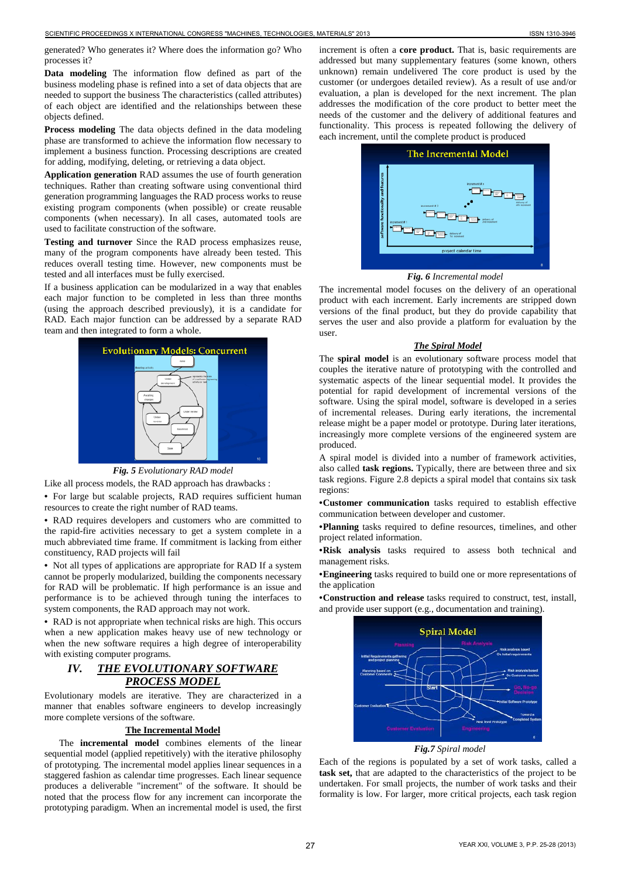generated? Who generates it? Where does the information go? Who processes it?

**Data modeling** The information flow defined as part of the business modeling phase is refined into a set of data objects that are needed to support the business The characteristics (called attributes) of each object are identified and the relationships between these objects defined.

**Process modeling** The data objects defined in the data modeling phase are transformed to achieve the information flow necessary to implement a business function. Processing descriptions are created for adding, modifying, deleting, or retrieving a data object.

**Application generation** RAD assumes the use of fourth generation techniques. Rather than creating software using conventional third generation programming languages the RAD process works to reuse existing program components (when possible) or create reusable components (when necessary). In all cases, automated tools are used to facilitate construction of the software.

**Testing and turnover** Since the RAD process emphasizes reuse, many of the program components have already been tested. This reduces overall testing time. However, new components must be tested and all interfaces must be fully exercised.

If a business application can be modularized in a way that enables each major function to be completed in less than three months (using the approach described previously), it is a candidate for RAD. Each major function can be addressed by a separate RAD team and then integrated to form a whole.

Evolutionary Models: Concurrent

***Fig. 5*** *Evolutionary RAD model*

Like all process models, the RAD approach has drawbacks :

• For large but scalable projects, RAD requires sufficient human resources to create the right number of RAD teams.

• RAD requires developers and customers who are committed to the rapid-fire activities necessary to get a system complete in a much abbreviated time frame. If commitment is lacking from either constituency, RAD projects will fail

• Not all types of applications are appropriate for RAD If a system cannot be properly modularized, building the components necessary for RAD will be problematic. If high performance is an issue and performance is to be achieved through tuning the interfaces to system components, the RAD approach may not work.

• RAD is not appropriate when technical risks are high. This occurs when a new application makes heavy use of new technology or when the new software requires a high degree of interoperability with existing computer programs.

## IV. THE EVOLUTIONARY SOFTWARE PROCESS MODEL

Evolutionary models are iterative. They are characterized in a manner that enables software engineers to develop increasingly more complete versions of the software.

### The Incremental Model

The **incremental model** combines elements of the linear sequential model (applied repetitively) with the iterative philosophy of prototyping. The incremental model applies linear sequences in a staggered fashion as calendar time progresses. Each linear sequence produces a deliverable "increment" of the software. It should be noted that the process flow for any increment can incorporate the prototyping paradigm. When an incremental model is used, the first increment is often a **core product.** That is, basic requirements are addressed but many supplementary features (some known, others unknown) remain undelivered The core product is used by the customer (or undergoes detailed review). As a result of use and/or evaluation, a plan is developed for the next increment. The plan addresses the modification of the core product to better meet the needs of the customer and the delivery of additional features and functionality. This process is repeated following the delivery of each increment, until the complete product is produced

The Incremental Model

***Fig. 6*** *Incremental model*

The incremental model focuses on the delivery of an operational product with each increment. Early increments are stripped down versions of the final product, but they do provide capability that serves the user and also provide a platform for evaluation by the user.

### The Spiral Model

The **spiral model** is an evolutionary software process model that couples the iterative nature of prototyping with the controlled and systematic aspects of the linear sequential model. It provides the potential for rapid development of incremental versions of the software. Using the spiral model, software is developed in a series of incremental releases. During early iterations, the incremental release might be a paper model or prototype. During later iterations, increasingly more complete versions of the engineered system are produced.

A spiral model is divided into a number of framework activities, also called **task regions.** Typically, there are between three and six task regions. Figure 2.8 depicts a spiral model that contains six task regions:

•**Customer communication** tasks required to establish effective communication between developer and customer.

•**Planning** tasks required to define resources, timelines, and other project related information.

•**Risk analysis** tasks required to assess both technical and management risks.

•**Engineering** tasks required to build one or more representations of the application

•**Construction and release** tasks required to construct, test, install, and provide user support (e.g., documentation and training).

Spiral Model

***Fig.7*** *Spiral model*

Each of the regions is populated by a set of work tasks, called a **task set,** that are adapted to the characteristics of the project to be undertaken. For small projects, the number of work tasks and their formality is low. For larger, more critical projects, each task region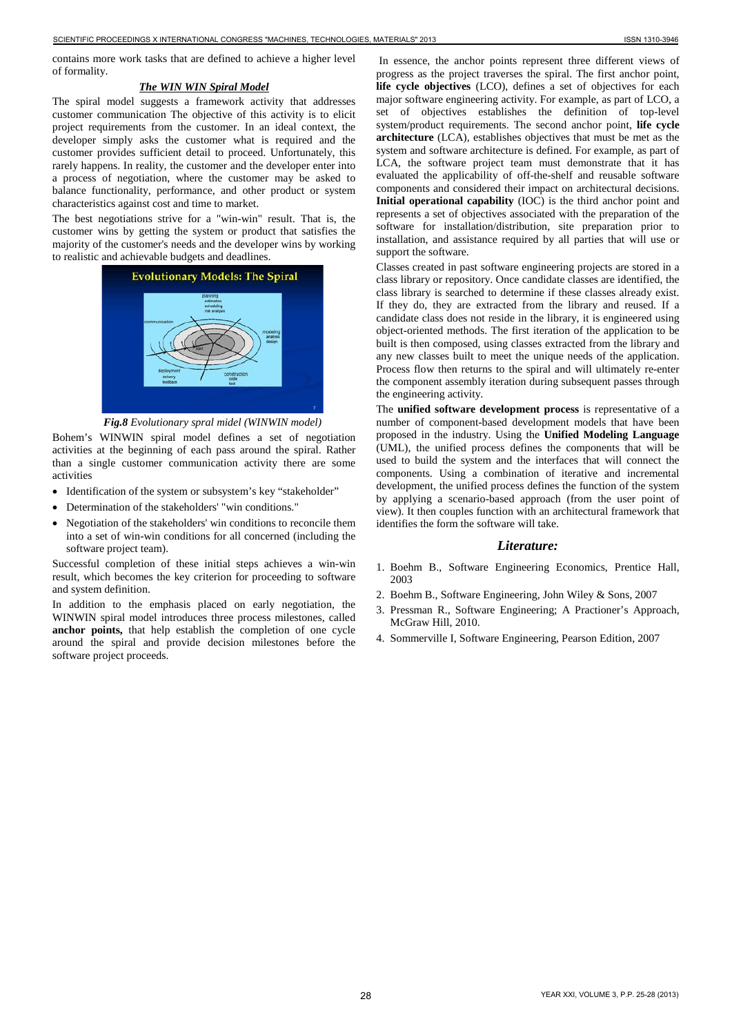contains more work tasks that are defined to achieve a higher level of formality.

***The WIN WIN Spiral Model***

The spiral model suggests a framework activity that addresses customer communication The objective of this activity is to elicit project requirements from the customer. In an ideal context, the developer simply asks the customer what is required and the customer provides sufficient detail to proceed. Unfortunately, this rarely happens. In reality, the customer and the developer enter into a process of negotiation, where the customer may be asked to balance functionality, performance, and other product or system characteristics against cost and time to market.

The best negotiations strive for a "win-win" result. That is, the customer wins by getting the system or product that satisfies the majority of the customer's needs and the developer wins by working to realistic and achievable budgets and deadlines.

Evolutionary Models: The Spiral

planning
estimation
scheduling
risk analysis

communication

modeling
analysis
design

start

deployment
delivery
feedback

construction
code
test

7

***Fig.8*** *Evolutionary spral midel (WINWIN model)*

Bohem's WINWIN spiral model defines a set of negotiation activities at the beginning of each pass around the spiral. Rather than a single customer communication activity there are some activities

- Identification of the system or subsystem's key "stakeholder"
- Determination of the stakeholders' "win conditions."
- Negotiation of the stakeholders' win conditions to reconcile them into a set of win-win conditions for all concerned (including the software project team).

Successful completion of these initial steps achieves a win-win result, which becomes the key criterion for proceeding to software and system definition.

In addition to the emphasis placed on early negotiation, the WINWIN spiral model introduces three process milestones, called **anchor points,** that help establish the completion of one cycle around the spiral and provide decision milestones before the software project proceeds.

In essence, the anchor points represent three different views of progress as the project traverses the spiral. The first anchor point, **life cycle objectives** (LCO), defines a set of objectives for each major software engineering activity. For example, as part of LCO, a set of objectives establishes the definition of top-level system/product requirements. The second anchor point, **life cycle architecture** (LCA), establishes objectives that must be met as the system and software architecture is defined. For example, as part of LCA, the software project team must demonstrate that it has evaluated the applicability of off-the-shelf and reusable software components and considered their impact on architectural decisions. **Initial operational capability** (IOC) is the third anchor point and represents a set of objectives associated with the preparation of the software for installation/distribution, site preparation prior to installation, and assistance required by all parties that will use or support the software.

Classes created in past software engineering projects are stored in a class library or repository. Once candidate classes are identified, the class library is searched to determine if these classes already exist. If they do, they are extracted from the library and reused. If a candidate class does not reside in the library, it is engineered using object-oriented methods. The first iteration of the application to be built is then composed, using classes extracted from the library and any new classes built to meet the unique needs of the application. Process flow then returns to the spiral and will ultimately re-enter the component assembly iteration during subsequent passes through the engineering activity.

The **unified software development process** is representative of a number of component-based development models that have been proposed in the industry. Using the **Unified Modeling Language** (UML), the unified process defines the components that will be used to build the system and the interfaces that will connect the components. Using a combination of iterative and incremental development, the unified process defines the function of the system by applying a scenario-based approach (from the user point of view). It then couples function with an architectural framework that identifies the form the software will take.

## *Literature:*

1. Boehm B., Software Engineering Economics, Prentice Hall, 2003
2. Boehm B., Software Engineering, John Wiley & Sons, 2007
3. Pressman R., Software Engineering; A Practioner's Approach, McGraw Hill, 2010.
4. Sommerville I, Software Engineering, Pearson Edition, 2007